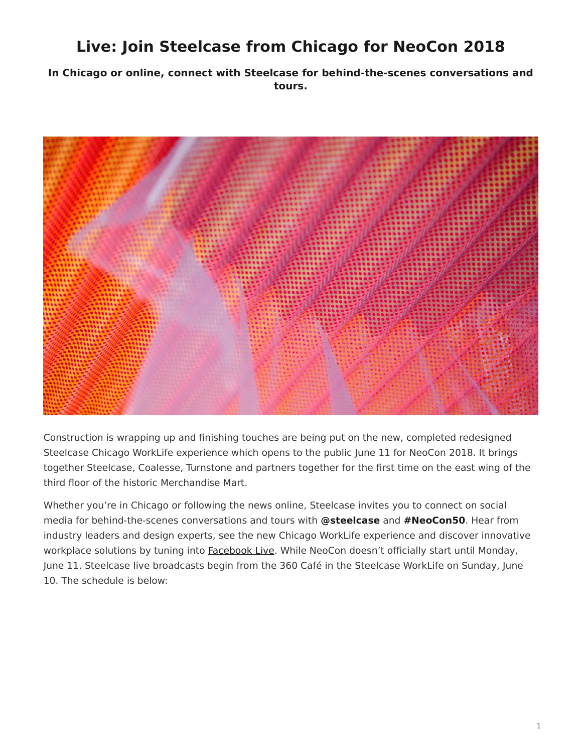# Live: Join Steelcase from Chicago for NeoCon 2018

**In Chicago or online, connect with Steelcase for behind-the-scenes conversations and tours.**

Construction is wrapping up and finishing touches are being put on the new, completed redesigned Steelcase Chicago WorkLife experience which opens to the public June 11 for NeoCon 2018. It brings together Steelcase, Coalesse, Turnstone and partners together for the first time on the east wing of the third floor of the historic Merchandise Mart.

Whether you're in Chicago or following the news online, Steelcase invites you to connect on social media for behind-the-scenes conversations and tours with **@steelcase** and **#NeoCon50**. Hear from industry leaders and design experts, see the new Chicago WorkLife experience and discover innovative workplace solutions by tuning into Facebook Live. While NeoCon doesn't officially start until Monday, June 11. Steelcase live broadcasts begin from the 360 Café in the Steelcase WorkLife on Sunday, June 10. The schedule is below: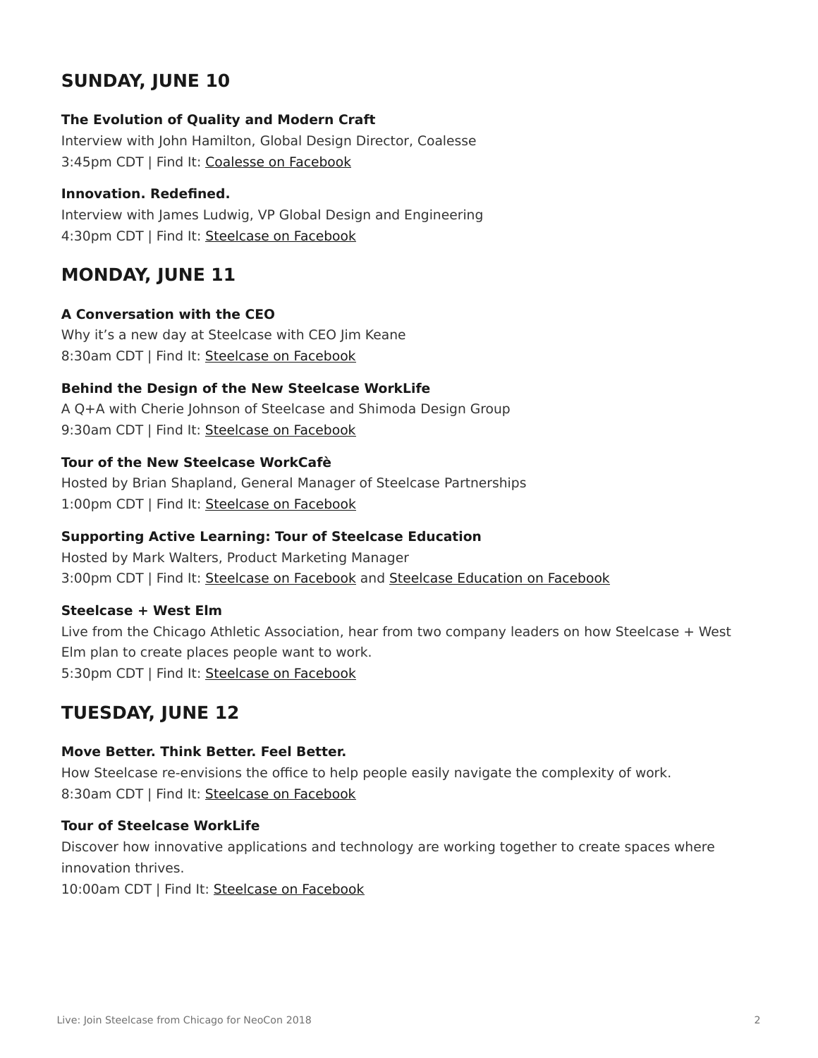## SUNDAY, JUNE 10

**The Evolution of Quality and Modern Craft**
Interview with John Hamilton, Global Design Director, Coalesse
3:45pm CDT | Find It: Coalesse on Facebook

**Innovation. Redefined.**
Interview with James Ludwig, VP Global Design and Engineering
4:30pm CDT | Find It: Steelcase on Facebook

## MONDAY, JUNE 11

**A Conversation with the CEO**
Why it's a new day at Steelcase with CEO Jim Keane
8:30am CDT | Find It: Steelcase on Facebook

**Behind the Design of the New Steelcase WorkLife**
A Q+A with Cherie Johnson of Steelcase and Shimoda Design Group
9:30am CDT | Find It: Steelcase on Facebook

**Tour of the New Steelcase WorkCafè**
Hosted by Brian Shapland, General Manager of Steelcase Partnerships
1:00pm CDT | Find It: Steelcase on Facebook

**Supporting Active Learning: Tour of Steelcase Education**
Hosted by Mark Walters, Product Marketing Manager
3:00pm CDT | Find It: Steelcase on Facebook and Steelcase Education on Facebook

**Steelcase + West Elm**
Live from the Chicago Athletic Association, hear from two company leaders on how Steelcase + West Elm plan to create places people want to work.
5:30pm CDT | Find It: Steelcase on Facebook

## TUESDAY, JUNE 12

**Move Better. Think Better. Feel Better.**
How Steelcase re-envisions the office to help people easily navigate the complexity of work.
8:30am CDT | Find It: Steelcase on Facebook

**Tour of Steelcase WorkLife**
Discover how innovative applications and technology are working together to create spaces where innovation thrives.
10:00am CDT | Find It: Steelcase on Facebook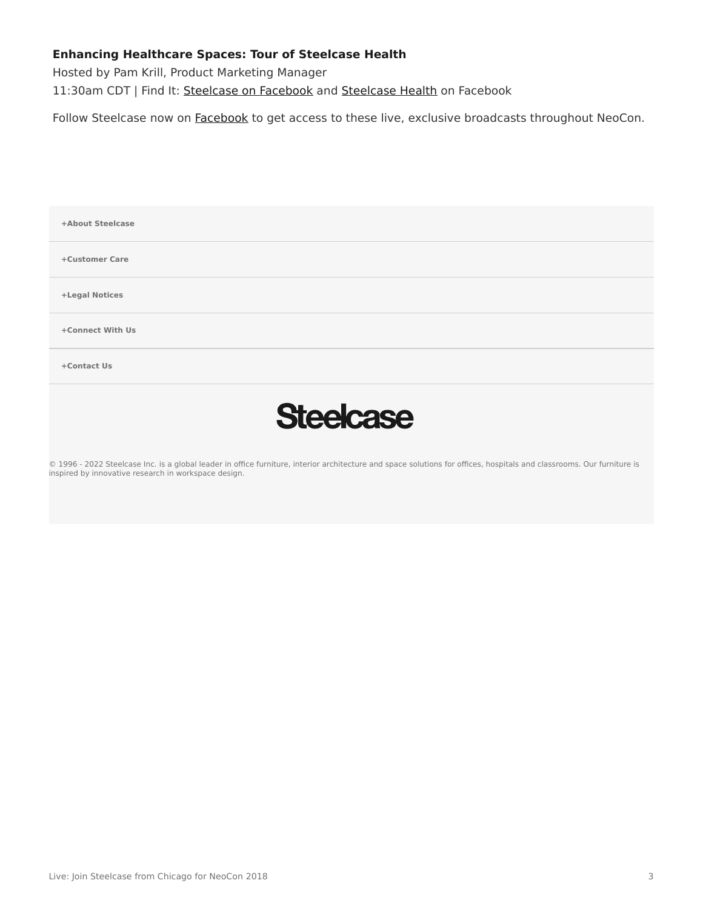**Enhancing Healthcare Spaces: Tour of Steelcase Health**

Hosted by Pam Krill, Product Marketing Manager

11:30am CDT | Find It: Steelcase on Facebook and Steelcase Health on Facebook

Follow Steelcase now on Facebook to get access to these live, exclusive broadcasts throughout NeoCon.

+About Steelcase

+Customer Care

+Legal Notices

+Connect With Us

+Contact Us

Steelcase

© 1996 - 2022 Steelcase Inc. is a global leader in office furniture, interior architecture and space solutions for offices, hospitals and classrooms. Our furniture is inspired by innovative research in workspace design.